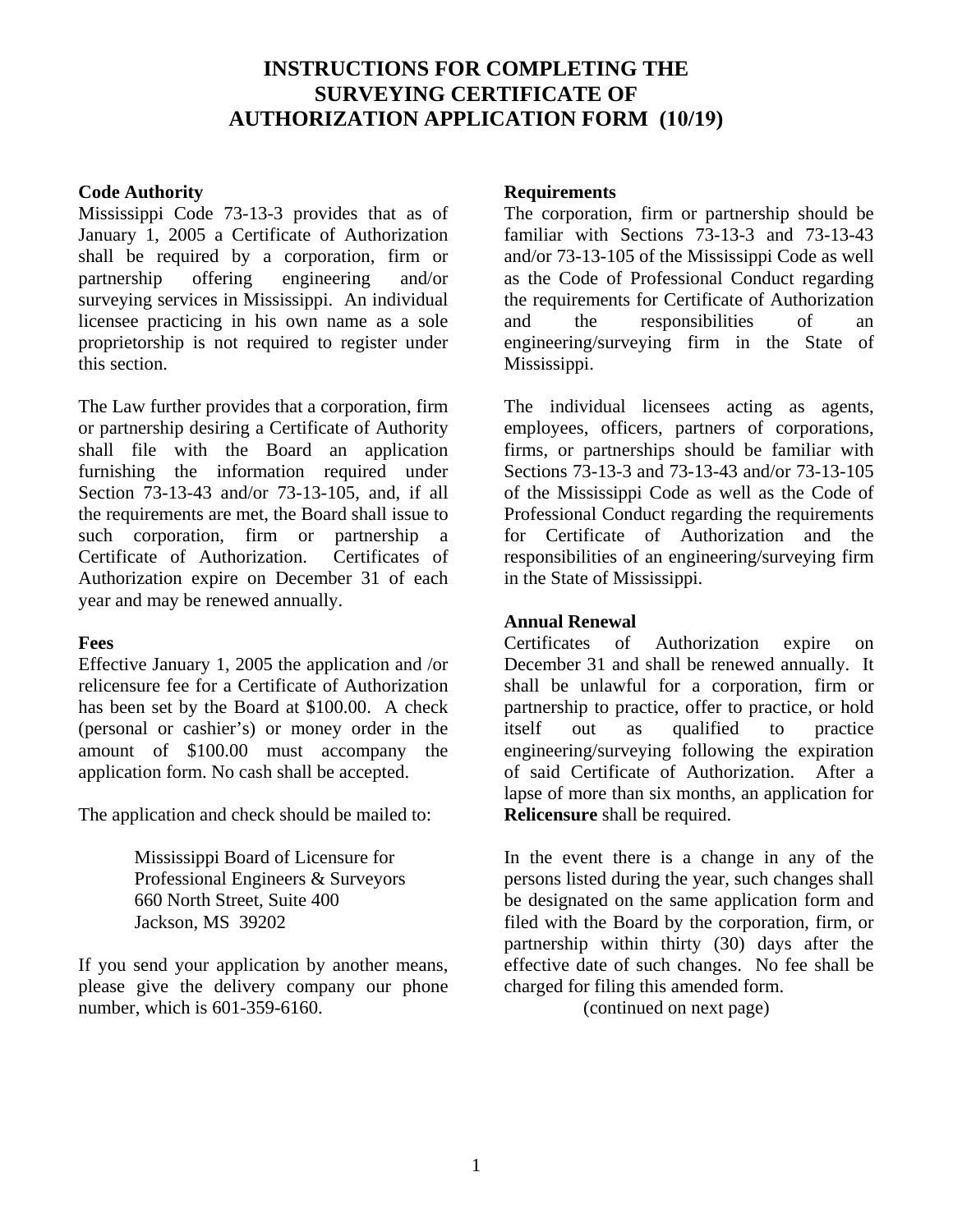# INSTRUCTIONS FOR COMPLETING THE SURVEYING CERTIFICATE OF AUTHORIZATION APPLICATION FORM (10/19)

**Code Authority**

Mississippi Code 73-13-3 provides that as of January 1, 2005 a Certificate of Authorization shall be required by a corporation, firm or partnership offering engineering and/or surveying services in Mississippi. An individual licensee practicing in his own name as a sole proprietorship is not required to register under this section.

The Law further provides that a corporation, firm or partnership desiring a Certificate of Authority shall file with the Board an application furnishing the information required under Section 73-13-43 and/or 73-13-105, and, if all the requirements are met, the Board shall issue to such corporation, firm or partnership a Certificate of Authorization. Certificates of Authorization expire on December 31 of each year and may be renewed annually.

**Fees**

Effective January 1, 2005 the application and /or relicensure fee for a Certificate of Authorization has been set by the Board at $100.00. A check (personal or cashier's) or money order in the amount of $100.00 must accompany the application form. No cash shall be accepted.

The application and check should be mailed to:

> Mississippi Board of Licensure for
> Professional Engineers & Surveyors
> 660 North Street, Suite 400
> Jackson, MS 39202

If you send your application by another means, please give the delivery company our phone number, which is 601-359-6160.

**Requirements**

The corporation, firm or partnership should be familiar with Sections 73-13-3 and 73-13-43 and/or 73-13-105 of the Mississippi Code as well as the Code of Professional Conduct regarding the requirements for Certificate of Authorization and the responsibilities of an engineering/surveying firm in the State of Mississippi.

The individual licensees acting as agents, employees, officers, partners of corporations, firms, or partnerships should be familiar with Sections 73-13-3 and 73-13-43 and/or 73-13-105 of the Mississippi Code as well as the Code of Professional Conduct regarding the requirements for Certificate of Authorization and the responsibilities of an engineering/surveying firm in the State of Mississippi.

**Annual Renewal**

Certificates of Authorization expire on December 31 and shall be renewed annually. It shall be unlawful for a corporation, firm or partnership to practice, offer to practice, or hold itself out as qualified to practice engineering/surveying following the expiration of said Certificate of Authorization. After a lapse of more than six months, an application for **Relicensure** shall be required.

In the event there is a change in any of the persons listed during the year, such changes shall be designated on the same application form and filed with the Board by the corporation, firm, or partnership within thirty (30) days after the effective date of such changes. No fee shall be charged for filing this amended form.

(continued on next page)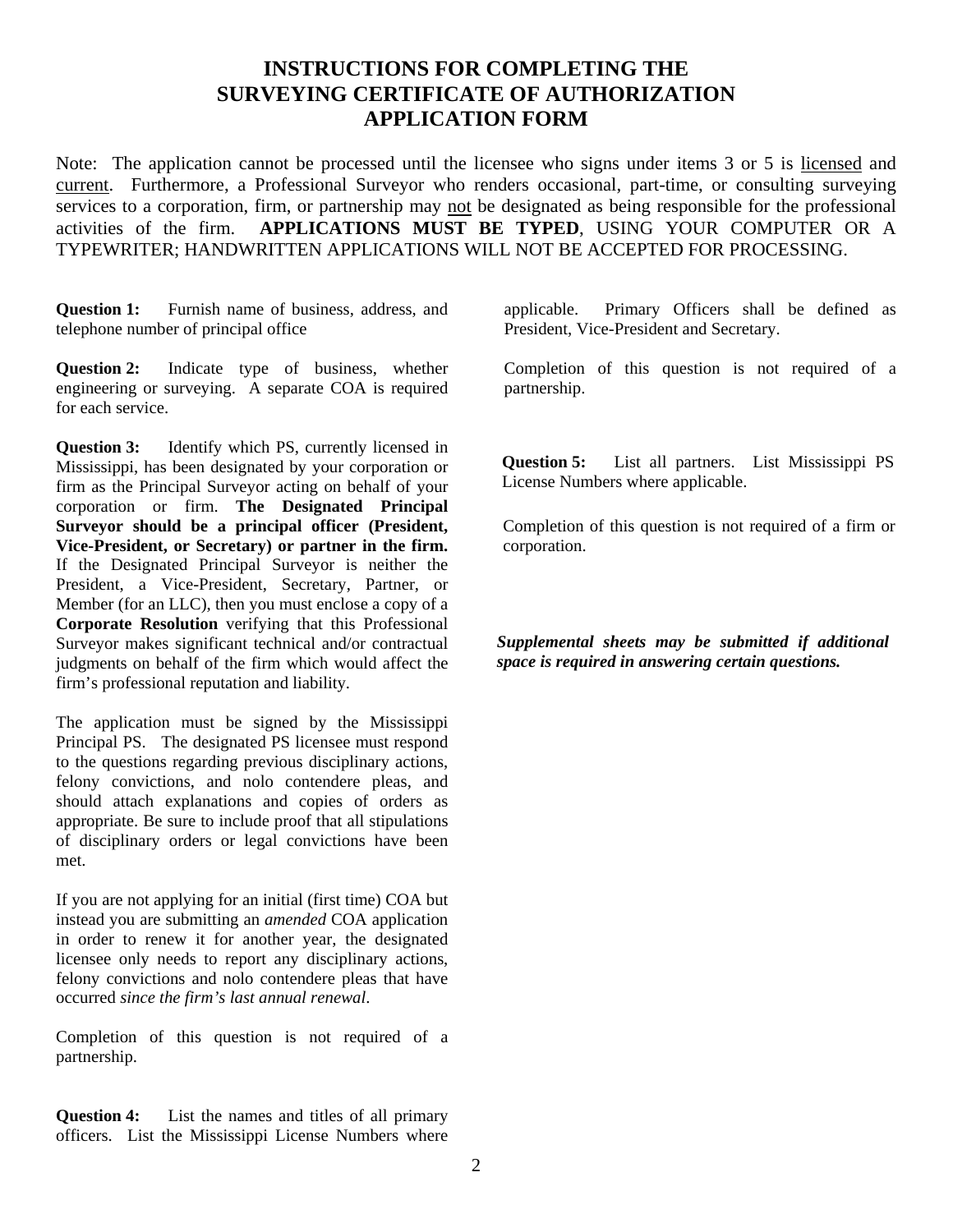# INSTRUCTIONS FOR COMPLETING THE SURVEYING CERTIFICATE OF AUTHORIZATION APPLICATION FORM

Note: The application cannot be processed until the licensee who signs under items 3 or 5 is <u>licensed</u> and <u>current</u>. Furthermore, a Professional Surveyor who renders occasional, part-time, or consulting surveying services to a corporation, firm, or partnership may <u>not</u> be designated as being responsible for the professional activities of the firm. **APPLICATIONS MUST BE TYPED**, USING YOUR COMPUTER OR A TYPEWRITER; HANDWRITTEN APPLICATIONS WILL NOT BE ACCEPTED FOR PROCESSING.

**Question 1:** Furnish name of business, address, and telephone number of principal office

**Question 2:** Indicate type of business, whether engineering or surveying. A separate COA is required for each service.

**Question 3:** Identify which PS, currently licensed in Mississippi, has been designated by your corporation or firm as the Principal Surveyor acting on behalf of your corporation or firm. **The Designated Principal Surveyor should be a principal officer (President, Vice-President, or Secretary) or partner in the firm.** If the Designated Principal Surveyor is neither the President, a Vice-President, Secretary, Partner, or Member (for an LLC), then you must enclose a copy of a **Corporate Resolution** verifying that this Professional Surveyor makes significant technical and/or contractual judgments on behalf of the firm which would affect the firm's professional reputation and liability.

The application must be signed by the Mississippi Principal PS. The designated PS licensee must respond to the questions regarding previous disciplinary actions, felony convictions, and nolo contendere pleas, and should attach explanations and copies of orders as appropriate. Be sure to include proof that all stipulations of disciplinary orders or legal convictions have been met.

If you are not applying for an initial (first time) COA but instead you are submitting an *amended* COA application in order to renew it for another year, the designated licensee only needs to report any disciplinary actions, felony convictions and nolo contendere pleas that have occurred *since the firm's last annual renewal*.

Completion of this question is not required of a partnership.

**Question 4:** List the names and titles of all primary officers. List the Mississippi License Numbers where applicable. Primary Officers shall be defined as President, Vice-President and Secretary.

Completion of this question is not required of a partnership.

**Question 5:** List all partners. List Mississippi PS License Numbers where applicable.

Completion of this question is not required of a firm or corporation.

***Supplemental sheets may be submitted if additional space is required in answering certain questions.***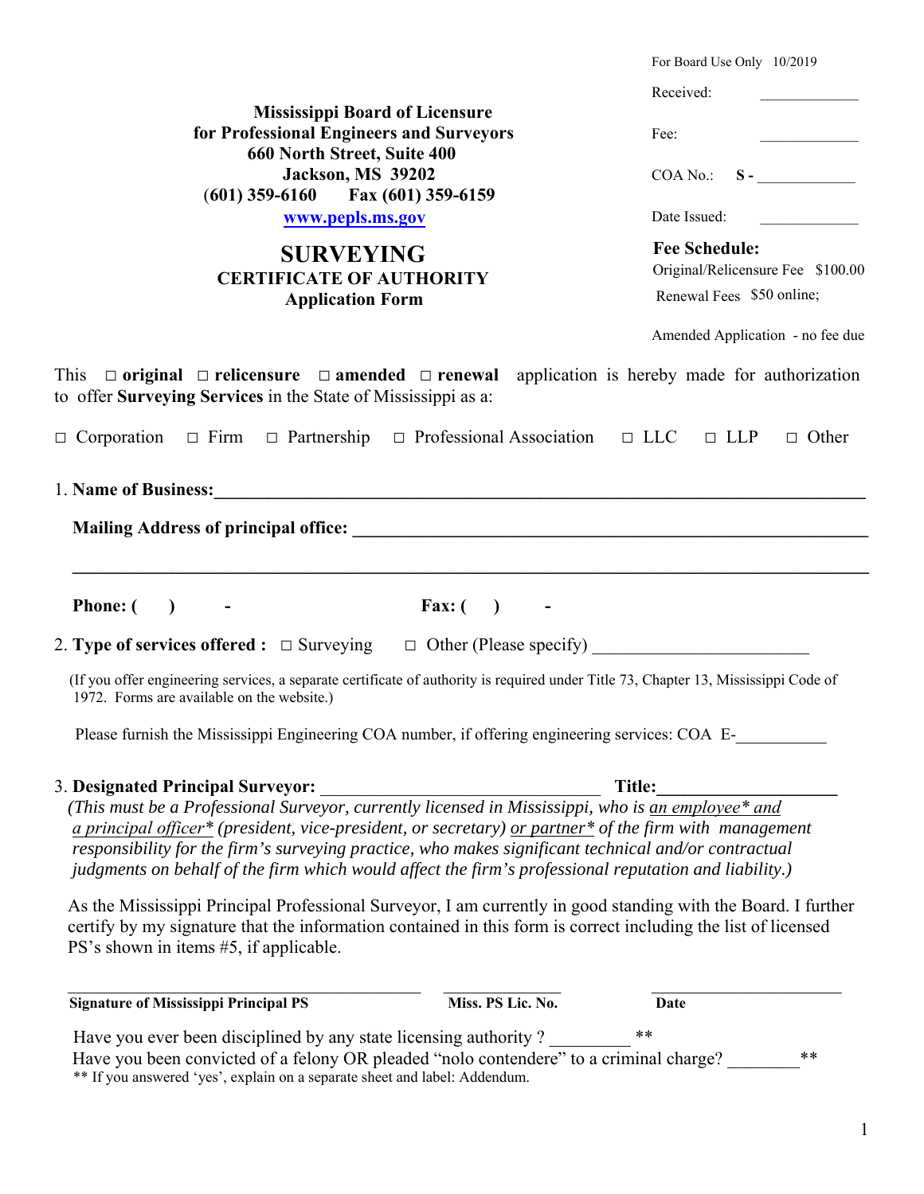For Board Use Only 10/2019

Received: _____________

Fee: _____________

COA No.: **S -** _____________

Date Issued: _____________

**Fee Schedule:**

Original/Relicensure Fee $100.00

Renewal Fees $50 online;

Amended Application - no fee due

**Mississippi Board of Licensure**
**for Professional Engineers and Surveyors**
**660 North Street, Suite 400**
**Jackson, MS 39202**
**(601) 359-6160 Fax (601) 359-6159**
**www.pepls.ms.gov**

# SURVEYING
## CERTIFICATE OF AUTHORITY
### Application Form

This □ **original** □ **relicensure** □ **amended** □ **renewal** application is hereby made for authorization to offer **Surveying Services** in the State of Mississippi as a:

□ Corporation □ Firm □ Partnership □ Professional Association □ LLC □ LLP □ Other

1. **Name of Business:**_______________________________________________

   **Mailing Address of principal office:** _______________________________________________

   _______________________________________________

   **Phone: ( ) -** **Fax: ( ) -**

2. **Type of services offered :** □ Surveying □ Other (Please specify) ________________________

   (If you offer engineering services, a separate certificate of authority is required under Title 73, Chapter 13, Mississippi Code of 1972. Forms are available on the website.)

   Please furnish the Mississippi Engineering COA number, if offering engineering services: COA E-__________

3. **Designated Principal Surveyor:** ______________________________ **Title:**____________________

   *(This must be a Professional Surveyor, currently licensed in Mississippi, who is an employee\* and a principal officer\* (president, vice-president, or secretary) or partner\* of the firm with management responsibility for the firm's surveying practice, who makes significant technical and/or contractual judgments on behalf of the firm which would affect the firm's professional reputation and liability.)*

   As the Mississippi Principal Professional Surveyor, I am currently in good standing with the Board. I further certify by my signature that the information contained in this form is correct including the list of licensed PS's shown in items #5, if applicable.

   ______________________________ ______________ ____________________
   **Signature of Mississippi Principal PS** **Miss. PS Lic. No.** **Date**

   Have you ever been disciplined by any state licensing authority ? _________ **

   Have you been convicted of a felony OR pleaded "nolo contendere" to a criminal charge? ________**

   ** If you answered 'yes', explain on a separate sheet and label: Addendum.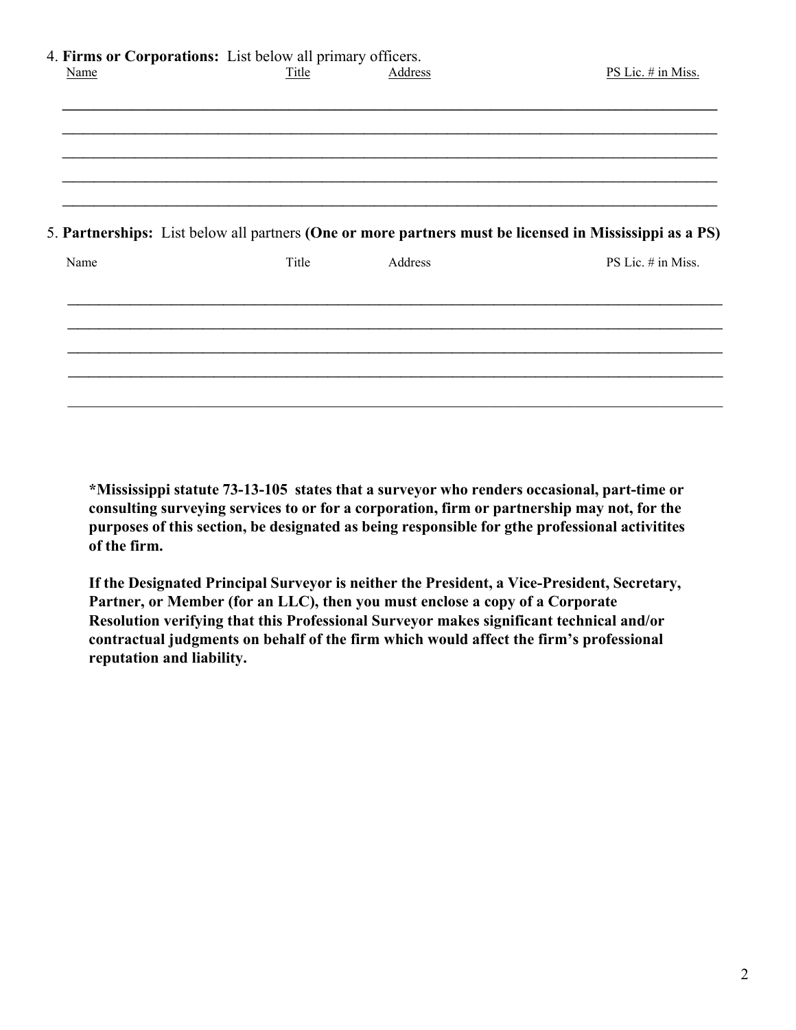4. **Firms or Corporations:** List below all primary officers.

| Name | Title | Address | PS Lic. # in Miss. |
| --- | --- | --- | --- |
| | | | |
| | | | |
| | | | |
| | | | |
| | | | |

5. **Partnerships:** List below all partners **(One or more partners must be licensed in Mississippi as a PS)**

| Name | Title | Address | PS Lic. # in Miss. |
| --- | --- | --- | --- |
| | | | |
| | | | |
| | | | |
| | | | |
| | | | |

**\*Mississippi statute 73-13-105 states that a surveyor who renders occasional, part-time or consulting surveying services to or for a corporation, firm or partnership may not, for the purposes of this section, be designated as being responsible for gthe professional activitites of the firm.**

**If the Designated Principal Surveyor is neither the President, a Vice-President, Secretary, Partner, or Member (for an LLC), then you must enclose a copy of a Corporate Resolution verifying that this Professional Surveyor makes significant technical and/or contractual judgments on behalf of the firm which would affect the firm's professional reputation and liability.**